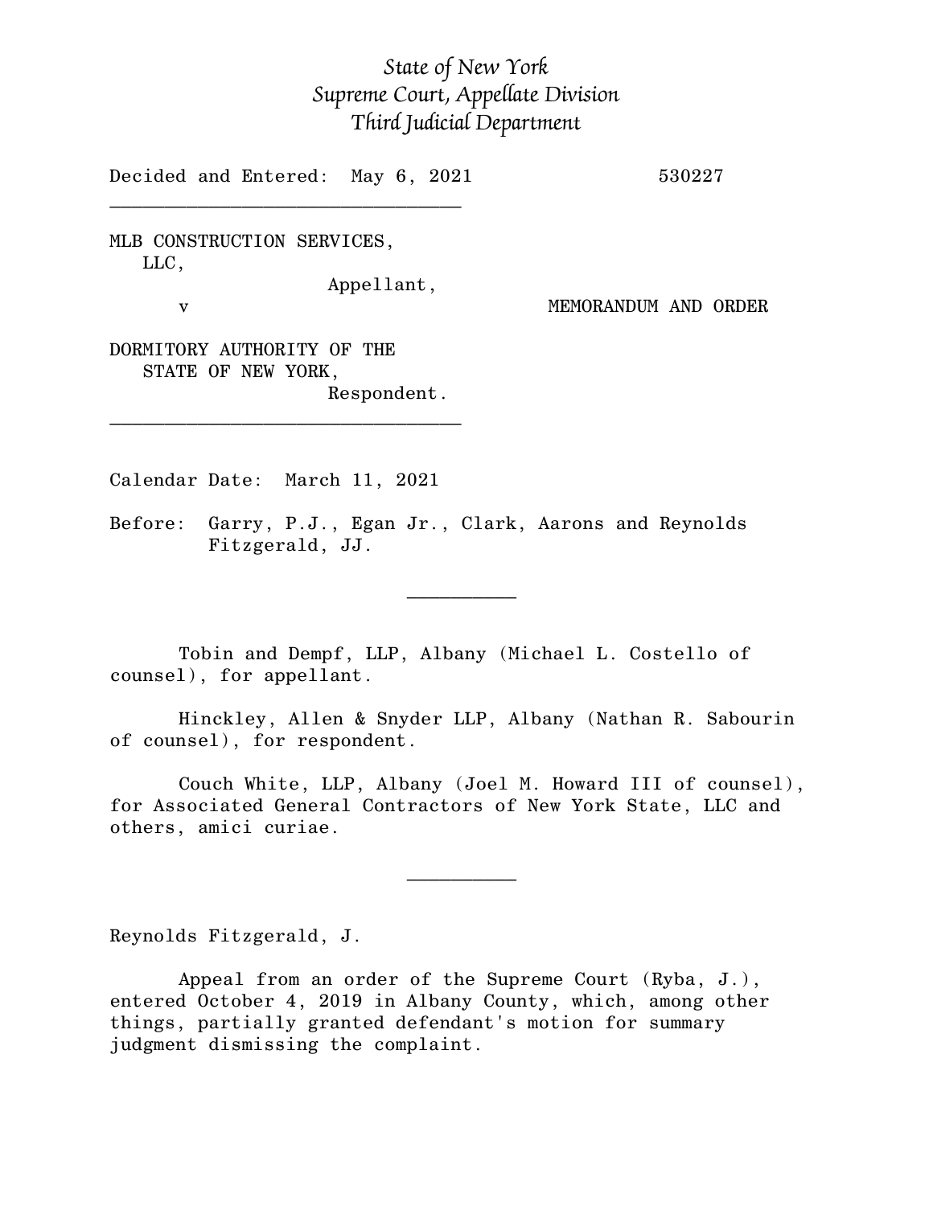*State of New York*
*Supreme Court, Appellate Division*
*Third Judicial Department*

Decided and Entered: May 6, 2021 530227

---

MLB CONSTRUCTION SERVICES,
LLC,
Appellant,

v MEMORANDUM AND ORDER

DORMITORY AUTHORITY OF THE
STATE OF NEW YORK,
Respondent.

---

Calendar Date: March 11, 2021

Before: Garry, P.J., Egan Jr., Clark, Aarons and Reynolds Fitzgerald, JJ.

---

Tobin and Dempf, LLP, Albany (Michael L. Costello of counsel), for appellant.

Hinckley, Allen & Snyder LLP, Albany (Nathan R. Sabourin of counsel), for respondent.

Couch White, LLP, Albany (Joel M. Howard III of counsel), for Associated General Contractors of New York State, LLC and others, amici curiae.

---

Reynolds Fitzgerald, J.

Appeal from an order of the Supreme Court (Ryba, J.), entered October 4, 2019 in Albany County, which, among other things, partially granted defendant's motion for summary judgment dismissing the complaint.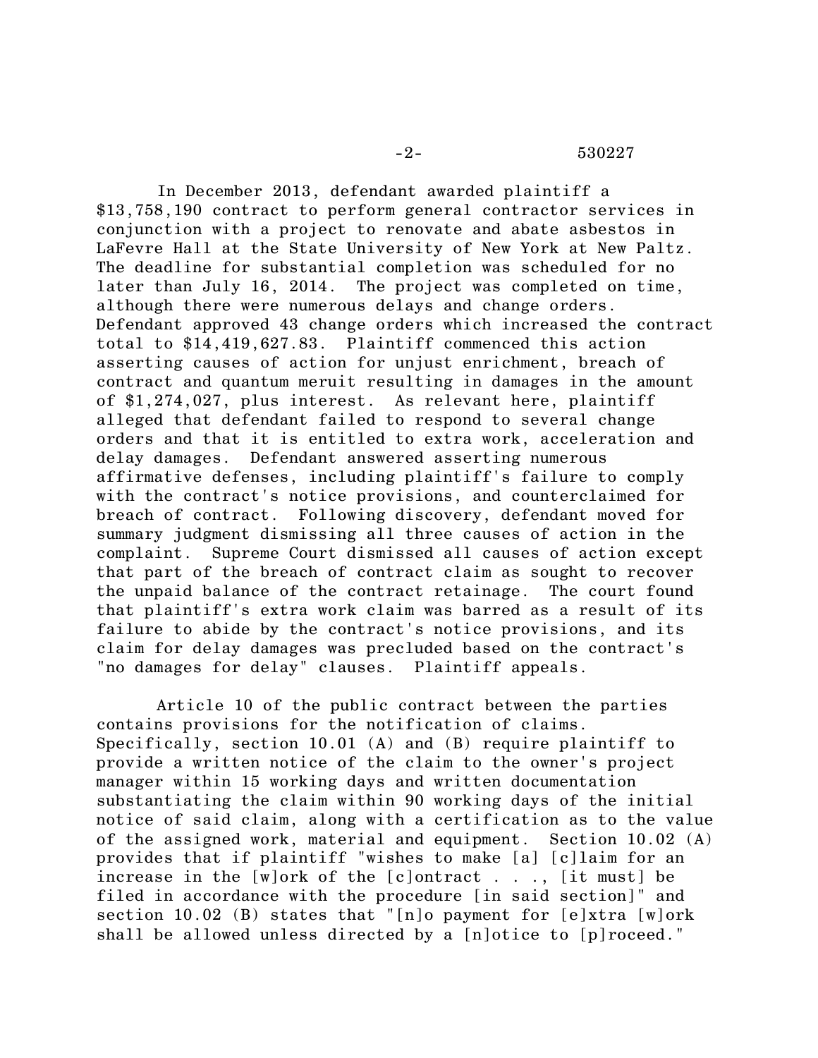In December 2013, defendant awarded plaintiff a $13,758,190 contract to perform general contractor services in conjunction with a project to renovate and abate asbestos in LaFevre Hall at the State University of New York at New Paltz. The deadline for substantial completion was scheduled for no later than July 16, 2014. The project was completed on time, although there were numerous delays and change orders. Defendant approved 43 change orders which increased the contract total to $14,419,627.83. Plaintiff commenced this action asserting causes of action for unjust enrichment, breach of contract and quantum meruit resulting in damages in the amount of $1,274,027, plus interest. As relevant here, plaintiff alleged that defendant failed to respond to several change orders and that it is entitled to extra work, acceleration and delay damages. Defendant answered asserting numerous affirmative defenses, including plaintiff's failure to comply with the contract's notice provisions, and counterclaimed for breach of contract. Following discovery, defendant moved for summary judgment dismissing all three causes of action in the complaint. Supreme Court dismissed all causes of action except that part of the breach of contract claim as sought to recover the unpaid balance of the contract retainage. The court found that plaintiff's extra work claim was barred as a result of its failure to abide by the contract's notice provisions, and its claim for delay damages was precluded based on the contract's "no damages for delay" clauses. Plaintiff appeals.

Article 10 of the public contract between the parties contains provisions for the notification of claims. Specifically, section 10.01 (A) and (B) require plaintiff to provide a written notice of the claim to the owner's project manager within 15 working days and written documentation substantiating the claim within 90 working days of the initial notice of said claim, along with a certification as to the value of the assigned work, material and equipment. Section 10.02 (A) provides that if plaintiff "wishes to make [a] [c]laim for an increase in the [w]ork of the [c]ontract . . ., [it must] be filed in accordance with the procedure [in said section]" and section 10.02 (B) states that "[n]o payment for [e]xtra [w]ork shall be allowed unless directed by a [n]otice to [p]roceed."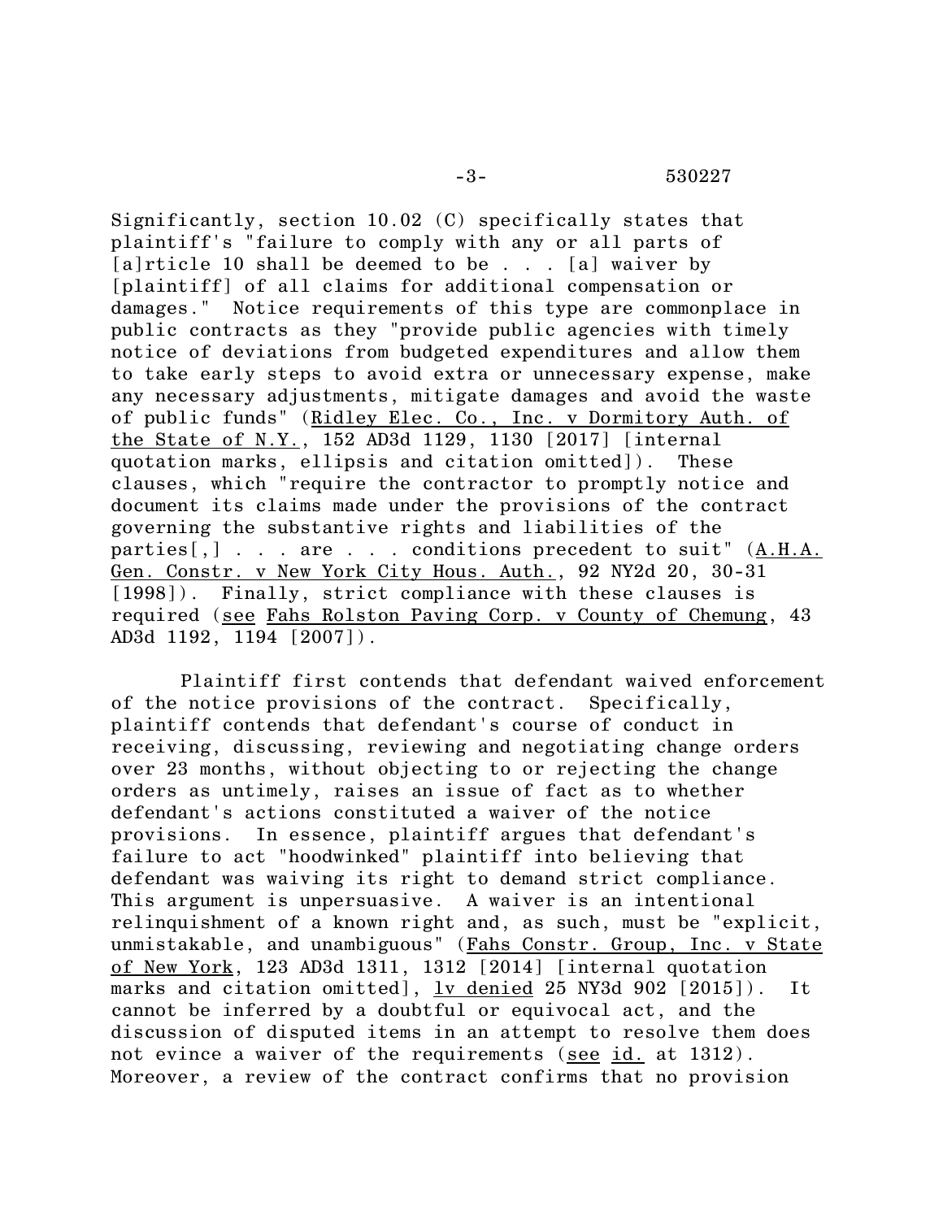Significantly, section 10.02 (C) specifically states that plaintiff's "failure to comply with any or all parts of [a]rticle 10 shall be deemed to be . . . [a] waiver by [plaintiff] of all claims for additional compensation or damages." Notice requirements of this type are commonplace in public contracts as they "provide public agencies with timely notice of deviations from budgeted expenditures and allow them to take early steps to avoid extra or unnecessary expense, make any necessary adjustments, mitigate damages and avoid the waste of public funds" (Ridley Elec. Co., Inc. v Dormitory Auth. of the State of N.Y., 152 AD3d 1129, 1130 [2017] [internal quotation marks, ellipsis and citation omitted]). These clauses, which "require the contractor to promptly notice and document its claims made under the provisions of the contract governing the substantive rights and liabilities of the parties[,] . . . are . . . conditions precedent to suit" (A.H.A. Gen. Constr. v New York City Hous. Auth., 92 NY2d 20, 30-31 [1998]). Finally, strict compliance with these clauses is required (see Fahs Rolston Paving Corp. v County of Chemung, 43 AD3d 1192, 1194 [2007]).

Plaintiff first contends that defendant waived enforcement of the notice provisions of the contract. Specifically, plaintiff contends that defendant's course of conduct in receiving, discussing, reviewing and negotiating change orders over 23 months, without objecting to or rejecting the change orders as untimely, raises an issue of fact as to whether defendant's actions constituted a waiver of the notice provisions. In essence, plaintiff argues that defendant's failure to act "hoodwinked" plaintiff into believing that defendant was waiving its right to demand strict compliance. This argument is unpersuasive. A waiver is an intentional relinquishment of a known right and, as such, must be "explicit, unmistakable, and unambiguous" (Fahs Constr. Group, Inc. v State of New York, 123 AD3d 1311, 1312 [2014] [internal quotation marks and citation omitted], lv denied 25 NY3d 902 [2015]). It cannot be inferred by a doubtful or equivocal act, and the discussion of disputed items in an attempt to resolve them does not evince a waiver of the requirements (see id. at 1312). Moreover, a review of the contract confirms that no provision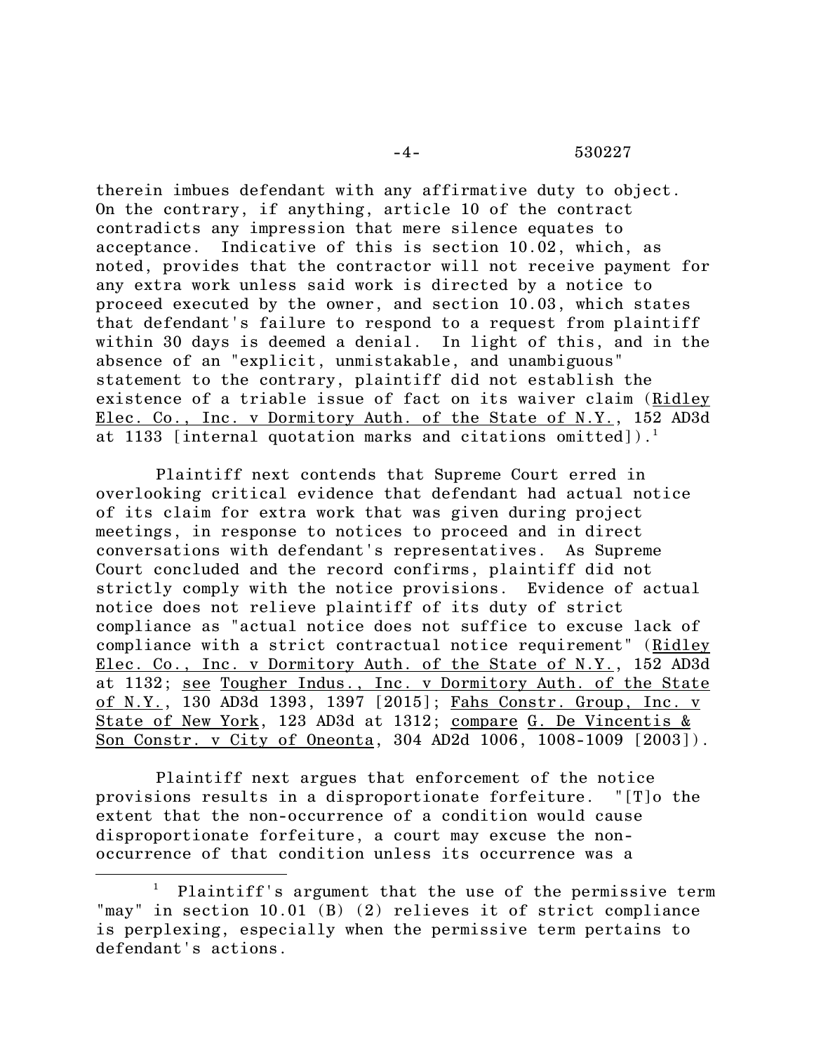therein imbues defendant with any affirmative duty to object. On the contrary, if anything, article 10 of the contract contradicts any impression that mere silence equates to acceptance. Indicative of this is section 10.02, which, as noted, provides that the contractor will not receive payment for any extra work unless said work is directed by a notice to proceed executed by the owner, and section 10.03, which states that defendant's failure to respond to a request from plaintiff within 30 days is deemed a denial. In light of this, and in the absence of an "explicit, unmistakable, and unambiguous" statement to the contrary, plaintiff did not establish the existence of a triable issue of fact on its waiver claim (Ridley Elec. Co., Inc. v Dormitory Auth. of the State of N.Y., 152 AD3d at 1133 [internal quotation marks and citations omitted]).[1]

Plaintiff next contends that Supreme Court erred in overlooking critical evidence that defendant had actual notice of its claim for extra work that was given during project meetings, in response to notices to proceed and in direct conversations with defendant's representatives. As Supreme Court concluded and the record confirms, plaintiff did not strictly comply with the notice provisions. Evidence of actual notice does not relieve plaintiff of its duty of strict compliance as "actual notice does not suffice to excuse lack of compliance with a strict contractual notice requirement" (Ridley Elec. Co., Inc. v Dormitory Auth. of the State of N.Y., 152 AD3d at 1132; see Tougher Indus., Inc. v Dormitory Auth. of the State of N.Y., 130 AD3d 1393, 1397 [2015]; Fahs Constr. Group, Inc. v State of New York, 123 AD3d at 1312; compare G. De Vincentis & Son Constr. v City of Oneonta, 304 AD2d 1006, 1008-1009 [2003]).

Plaintiff next argues that enforcement of the notice provisions results in a disproportionate forfeiture. "[T]o the extent that the non-occurrence of a condition would cause disproportionate forfeiture, a court may excuse the non-occurrence of that condition unless its occurrence was a

---

[1] Plaintiff's argument that the use of the permissive term "may" in section 10.01 (B) (2) relieves it of strict compliance is perplexing, especially when the permissive term pertains to defendant's actions.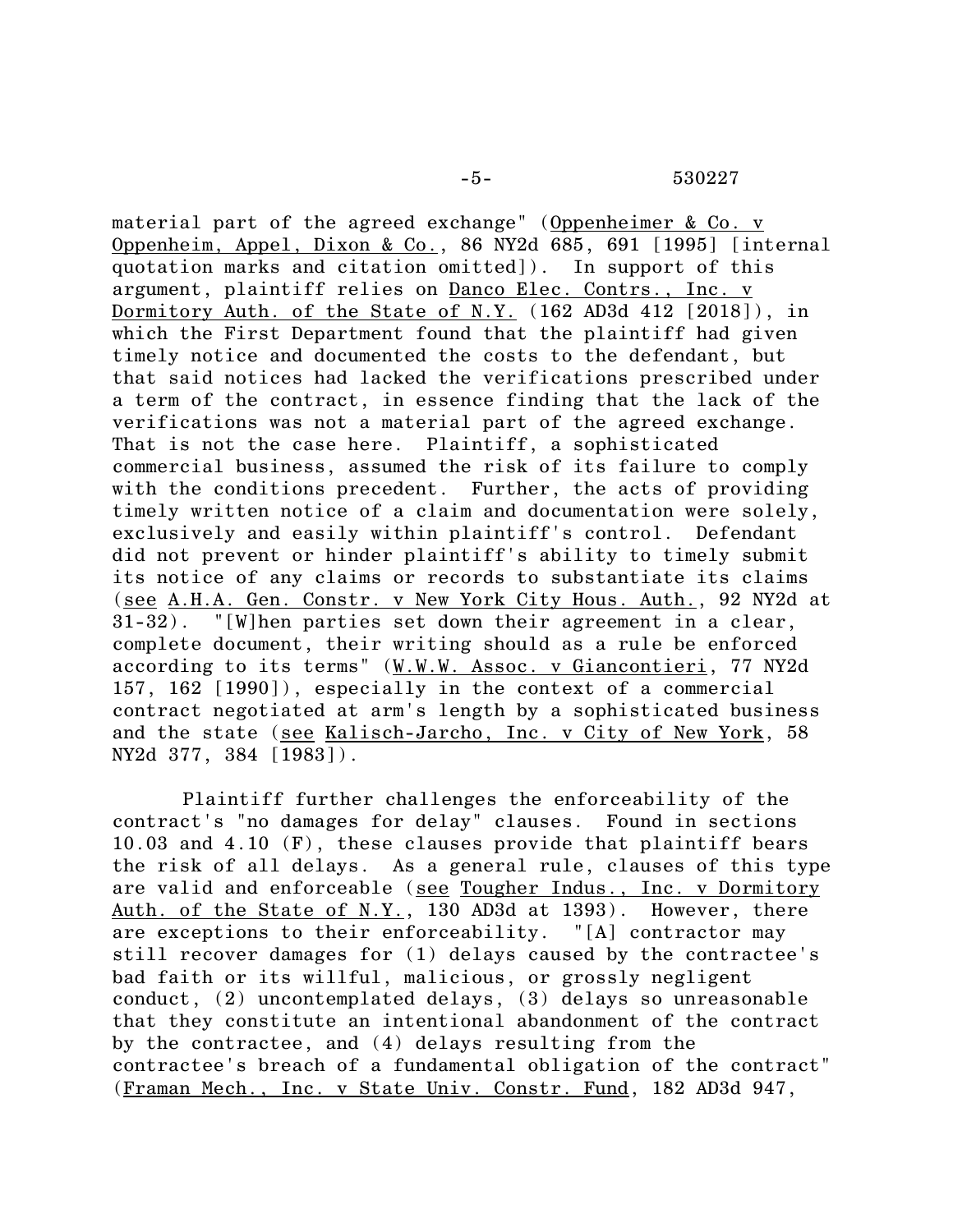material part of the agreed exchange" (Oppenheimer & Co. v Oppenheim, Appel, Dixon & Co., 86 NY2d 685, 691 [1995] [internal quotation marks and citation omitted]). In support of this argument, plaintiff relies on Danco Elec. Contrs., Inc. v Dormitory Auth. of the State of N.Y. (162 AD3d 412 [2018]), in which the First Department found that the plaintiff had given timely notice and documented the costs to the defendant, but that said notices had lacked the verifications prescribed under a term of the contract, in essence finding that the lack of the verifications was not a material part of the agreed exchange. That is not the case here. Plaintiff, a sophisticated commercial business, assumed the risk of its failure to comply with the conditions precedent. Further, the acts of providing timely written notice of a claim and documentation were solely, exclusively and easily within plaintiff's control. Defendant did not prevent or hinder plaintiff's ability to timely submit its notice of any claims or records to substantiate its claims (see A.H.A. Gen. Constr. v New York City Hous. Auth., 92 NY2d at 31-32). "[W]hen parties set down their agreement in a clear, complete document, their writing should as a rule be enforced according to its terms" (W.W.W. Assoc. v Giancontieri, 77 NY2d 157, 162 [1990]), especially in the context of a commercial contract negotiated at arm's length by a sophisticated business and the state (see Kalisch-Jarcho, Inc. v City of New York, 58 NY2d 377, 384 [1983]).

Plaintiff further challenges the enforceability of the contract's "no damages for delay" clauses. Found in sections 10.03 and 4.10 (F), these clauses provide that plaintiff bears the risk of all delays. As a general rule, clauses of this type are valid and enforceable (see Tougher Indus., Inc. v Dormitory Auth. of the State of N.Y., 130 AD3d at 1393). However, there are exceptions to their enforceability. "[A] contractor may still recover damages for (1) delays caused by the contractee's bad faith or its willful, malicious, or grossly negligent conduct, (2) uncontemplated delays, (3) delays so unreasonable that they constitute an intentional abandonment of the contract by the contractee, and (4) delays resulting from the contractee's breach of a fundamental obligation of the contract" (Framan Mech., Inc. v State Univ. Constr. Fund, 182 AD3d 947,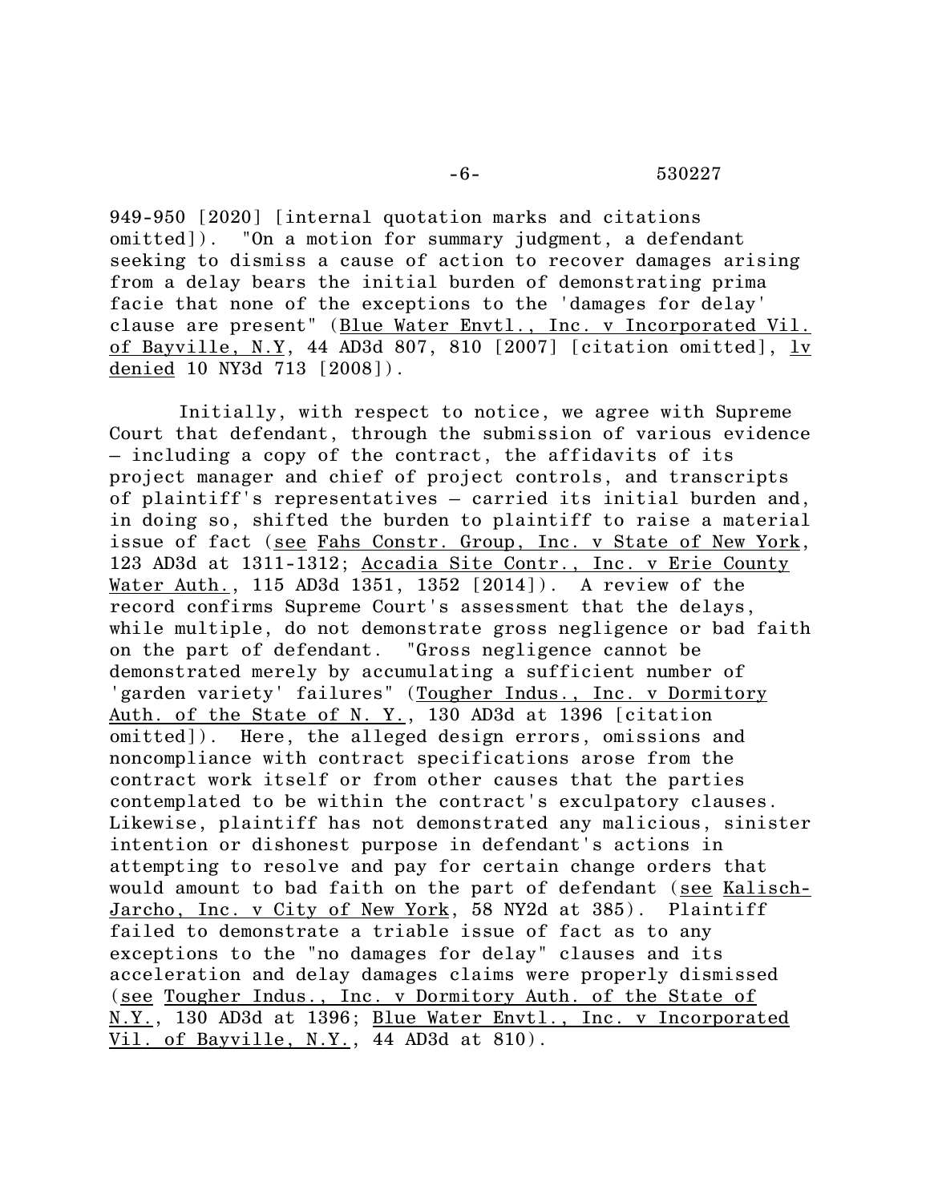949-950 [2020] [internal quotation marks and citations omitted]). "On a motion for summary judgment, a defendant seeking to dismiss a cause of action to recover damages arising from a delay bears the initial burden of demonstrating prima facie that none of the exceptions to the 'damages for delay' clause are present" (Blue Water Envtl., Inc. v Incorporated Vil. of Bayville, N.Y, 44 AD3d 807, 810 [2007] [citation omitted], lv denied 10 NY3d 713 [2008]).

Initially, with respect to notice, we agree with Supreme Court that defendant, through the submission of various evidence — including a copy of the contract, the affidavits of its project manager and chief of project controls, and transcripts of plaintiff's representatives — carried its initial burden and, in doing so, shifted the burden to plaintiff to raise a material issue of fact (see Fahs Constr. Group, Inc. v State of New York, 123 AD3d at 1311-1312; Accadia Site Contr., Inc. v Erie County Water Auth., 115 AD3d 1351, 1352 [2014]). A review of the record confirms Supreme Court's assessment that the delays, while multiple, do not demonstrate gross negligence or bad faith on the part of defendant. "Gross negligence cannot be demonstrated merely by accumulating a sufficient number of 'garden variety' failures" (Tougher Indus., Inc. v Dormitory Auth. of the State of N. Y., 130 AD3d at 1396 [citation omitted]). Here, the alleged design errors, omissions and noncompliance with contract specifications arose from the contract work itself or from other causes that the parties contemplated to be within the contract's exculpatory clauses. Likewise, plaintiff has not demonstrated any malicious, sinister intention or dishonest purpose in defendant's actions in attempting to resolve and pay for certain change orders that would amount to bad faith on the part of defendant (see Kalisch-Jarcho, Inc. v City of New York, 58 NY2d at 385). Plaintiff failed to demonstrate a triable issue of fact as to any exceptions to the "no damages for delay" clauses and its acceleration and delay damages claims were properly dismissed (see Tougher Indus., Inc. v Dormitory Auth. of the State of N.Y., 130 AD3d at 1396; Blue Water Envtl., Inc. v Incorporated Vil. of Bayville, N.Y., 44 AD3d at 810).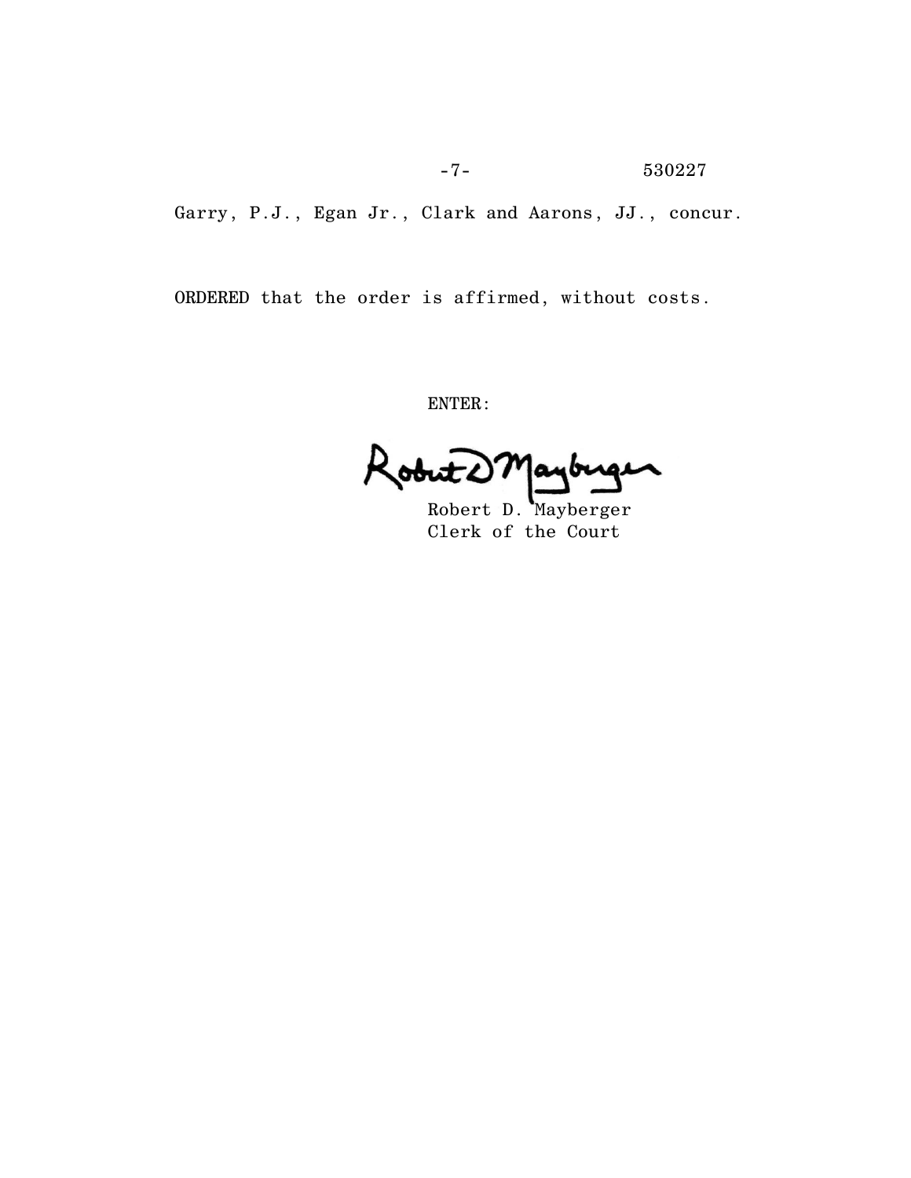Garry, P.J., Egan Jr., Clark and Aarons, JJ., concur.

ORDERED that the order is affirmed, without costs.

ENTER:

Robert D. Mayberger
Clerk of the Court